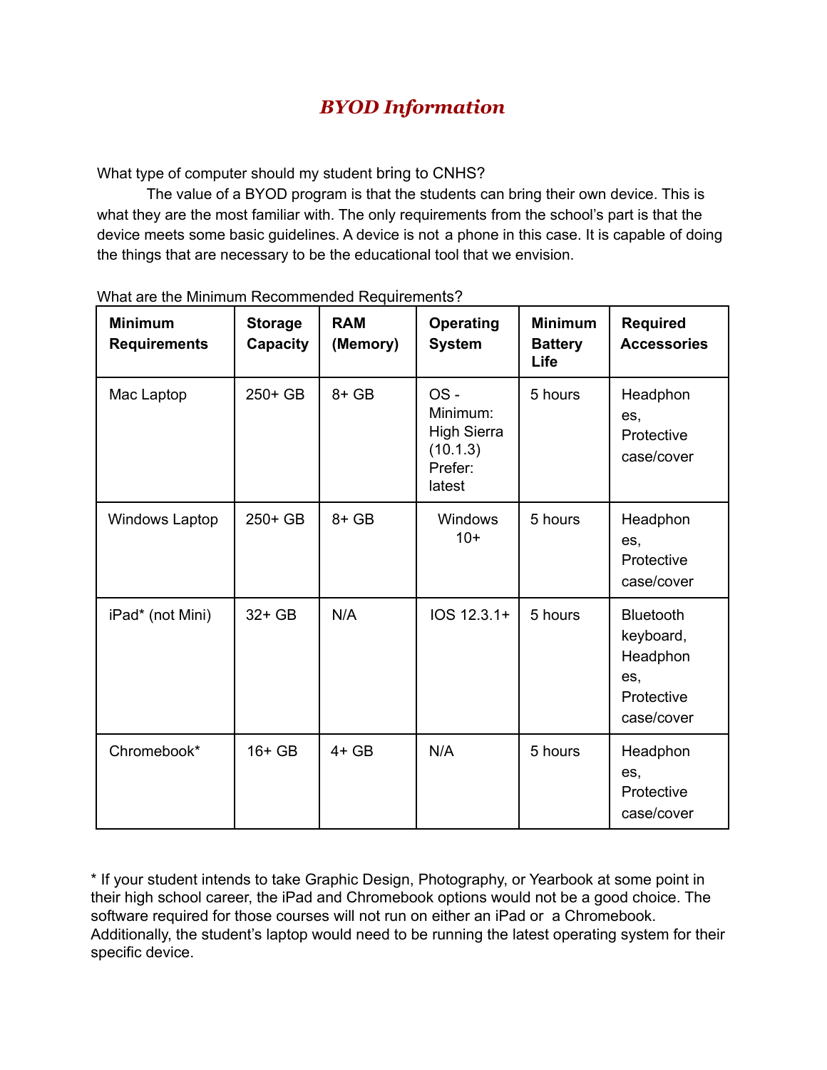# *BYOD Information*

What type of computer should my student bring to CNHS?

The value of a BYOD program is that the students can bring their own device. This is what they are the most familiar with. The only requirements from the school's part is that the device meets some basic guidelines. A device is not a phone in this case. It is capable of doing the things that are necessary to be the educational tool that we envision.

What are the Minimum Recommended Requirements?

| **Minimum Requirements** | **Storage Capacity** | **RAM (Memory)** | **Operating System** | **Minimum Battery Life** | **Required Accessories** |
|---|---|---|---|---|---|
| Mac Laptop | 250+ GB | 8+ GB | OS - Minimum: High Sierra (10.1.3) Prefer: latest | 5 hours | Headphones, Protective case/cover |
| Windows Laptop | 250+ GB | 8+ GB | Windows 10+ | 5 hours | Headphones, Protective case/cover |
| iPad* (not Mini) | 32+ GB | N/A | IOS 12.3.1+ | 5 hours | Bluetooth keyboard, Headphones, Protective case/cover |
| Chromebook* | 16+ GB | 4+ GB | N/A | 5 hours | Headphones, Protective case/cover |

* If your student intends to take Graphic Design, Photography, or Yearbook at some point in their high school career, the iPad and Chromebook options would not be a good choice. The software required for those courses will not run on either an iPad or a Chromebook. Additionally, the student's laptop would need to be running the latest operating system for their specific device.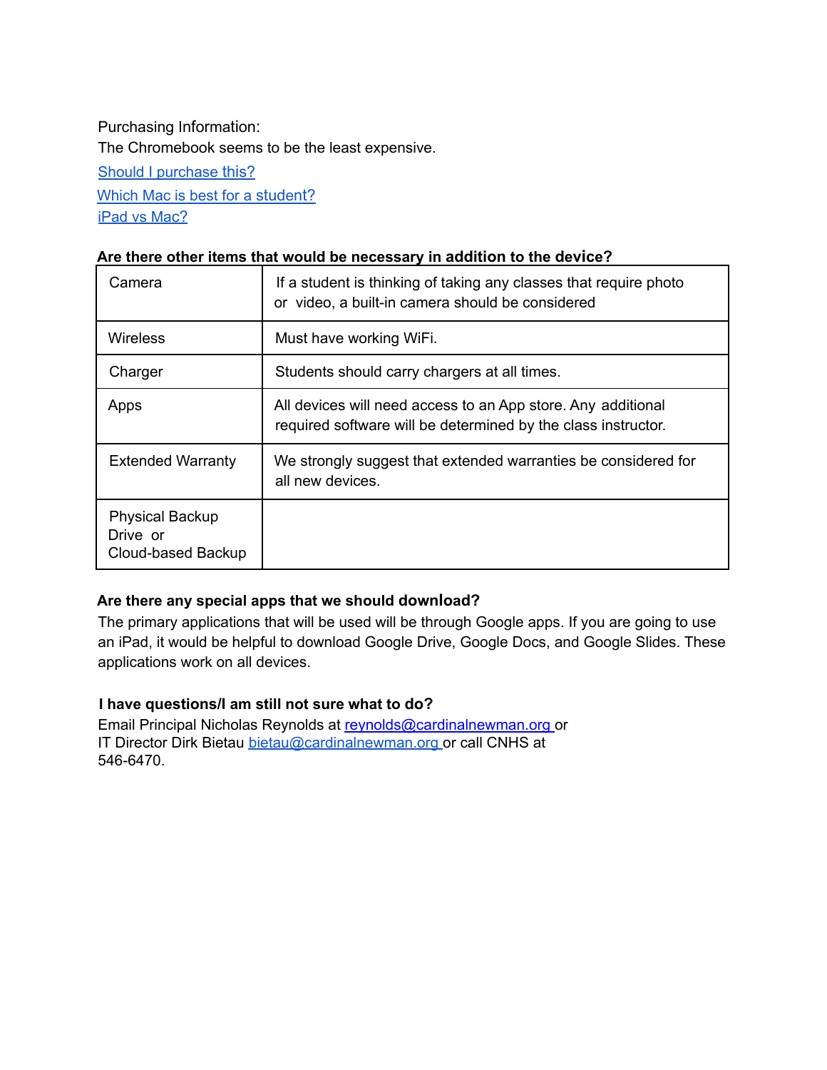Purchasing Information:

The Chromebook seems to be the least expensive.

[Should I purchase this?](#)

[Which Mac is best for a student?](#)

[iPad vs Mac?](#)

**Are there other items that would be necessary in addition to the device?**

| | |
|---|---|
| Camera | If a student is thinking of taking any classes that require photo or video, a built-in camera should be considered |
| Wireless | Must have working WiFi. |
| Charger | Students should carry chargers at all times. |
| Apps | All devices will need access to an App store. Any additional required software will be determined by the class instructor. |
| Extended Warranty | We strongly suggest that extended warranties be considered for all new devices. |
| Physical Backup Drive or Cloud-based Backup | |

**Are there any special apps that we should download?**

The primary applications that will be used will be through Google apps. If you are going to use an iPad, it would be helpful to download Google Drive, Google Docs, and Google Slides. These applications work on all devices.

**I have questions/I am still not sure what to do?**

Email Principal Nicholas Reynolds at reynolds@cardinalnewman.org or IT Director Dirk Bietau bietau@cardinalnewman.org or call CNHS at 546-6470.